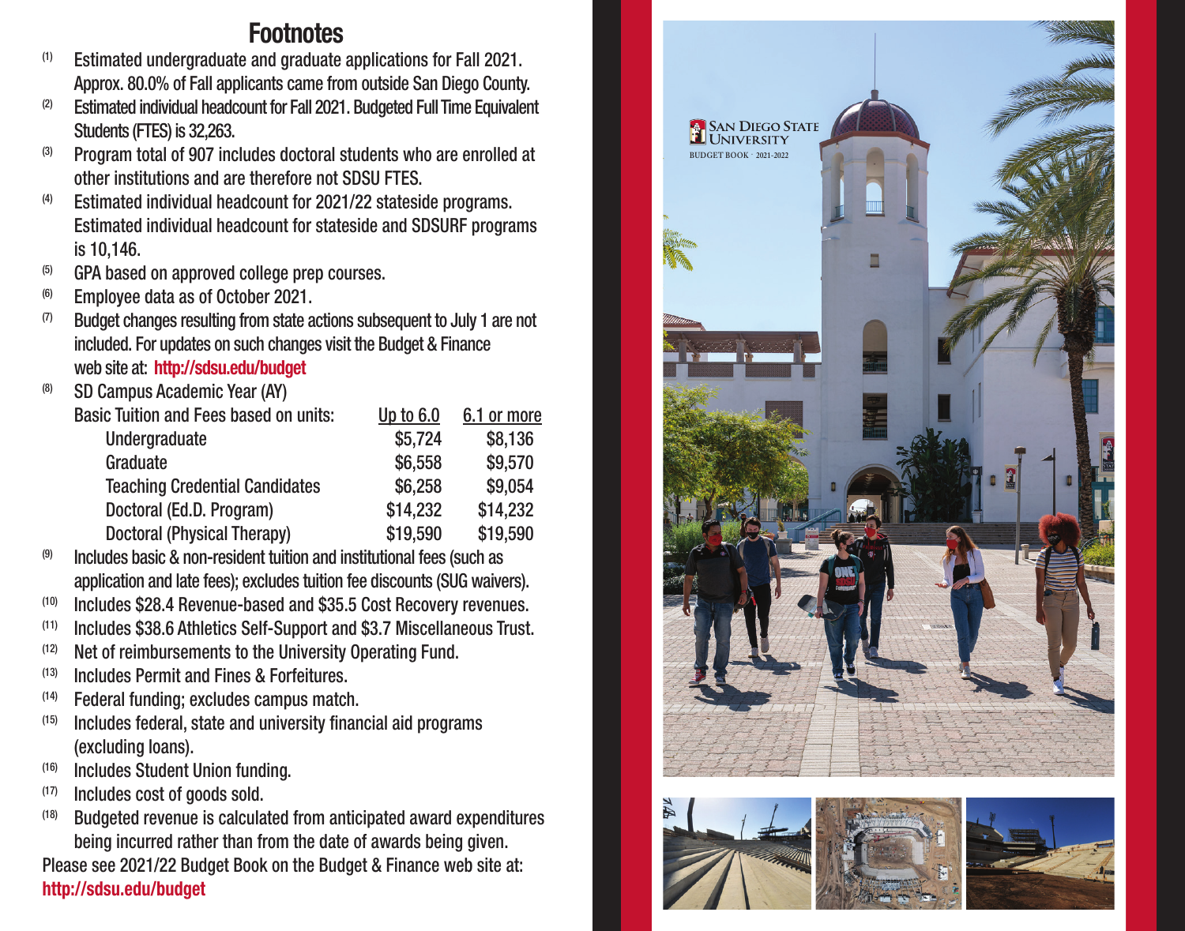# Footnotes

(1) Estimated undergraduate and graduate applications for Fall 2021. Approx. 80.0% of Fall applicants came from outside San Diego County.

(2) Estimated individual headcount for Fall 2021. Budgeted Full Time Equivalent Students (FTES) is 32,263.

(3) Program total of 907 includes doctoral students who are enrolled at other institutions and are therefore not SDSU FTES.

(4) Estimated individual headcount for 2021/22 stateside programs. Estimated individual headcount for stateside and SDSURF programs is 10,146.

(5) GPA based on approved college prep courses.

(6) Employee data as of October 2021.

(7) Budget changes resulting from state actions subsequent to July 1 are not included. For updates on such changes visit the Budget & Finance web site at: **http://sdsu.edu/budget**

(8) SD Campus Academic Year (AY)

| Basic Tuition and Fees based on units: | Up to 6.0 | 6.1 or more |
|---|---|---|
| Undergraduate | $5,724 | $8,136 |
| Graduate | $6,558 | $9,570 |
| Teaching Credential Candidates | $6,258 | $9,054 |
| Doctoral (Ed.D. Program) | $14,232 | $14,232 |
| Doctoral (Physical Therapy) | $19,590 | $19,590 |

(9) Includes basic & non-resident tuition and institutional fees (such as application and late fees); excludes tuition fee discounts (SUG waivers).

(10) Includes $28.4 Revenue-based and $35.5 Cost Recovery revenues.

(11) Includes $38.6 Athletics Self-Support and $3.7 Miscellaneous Trust.

(12) Net of reimbursements to the University Operating Fund.

(13) Includes Permit and Fines & Forfeitures.

(14) Federal funding; excludes campus match.

(15) Includes federal, state and university financial aid programs (excluding loans).

(16) Includes Student Union funding.

(17) Includes cost of goods sold.

(18) Budgeted revenue is calculated from anticipated award expenditures being incurred rather than from the date of awards being given.

Please see 2021/22 Budget Book on the Budget & Finance web site at: **http://sdsu.edu/budget**

SAN DIEGO STATE UNIVERSITY

BUDGET BOOK · 2021-2022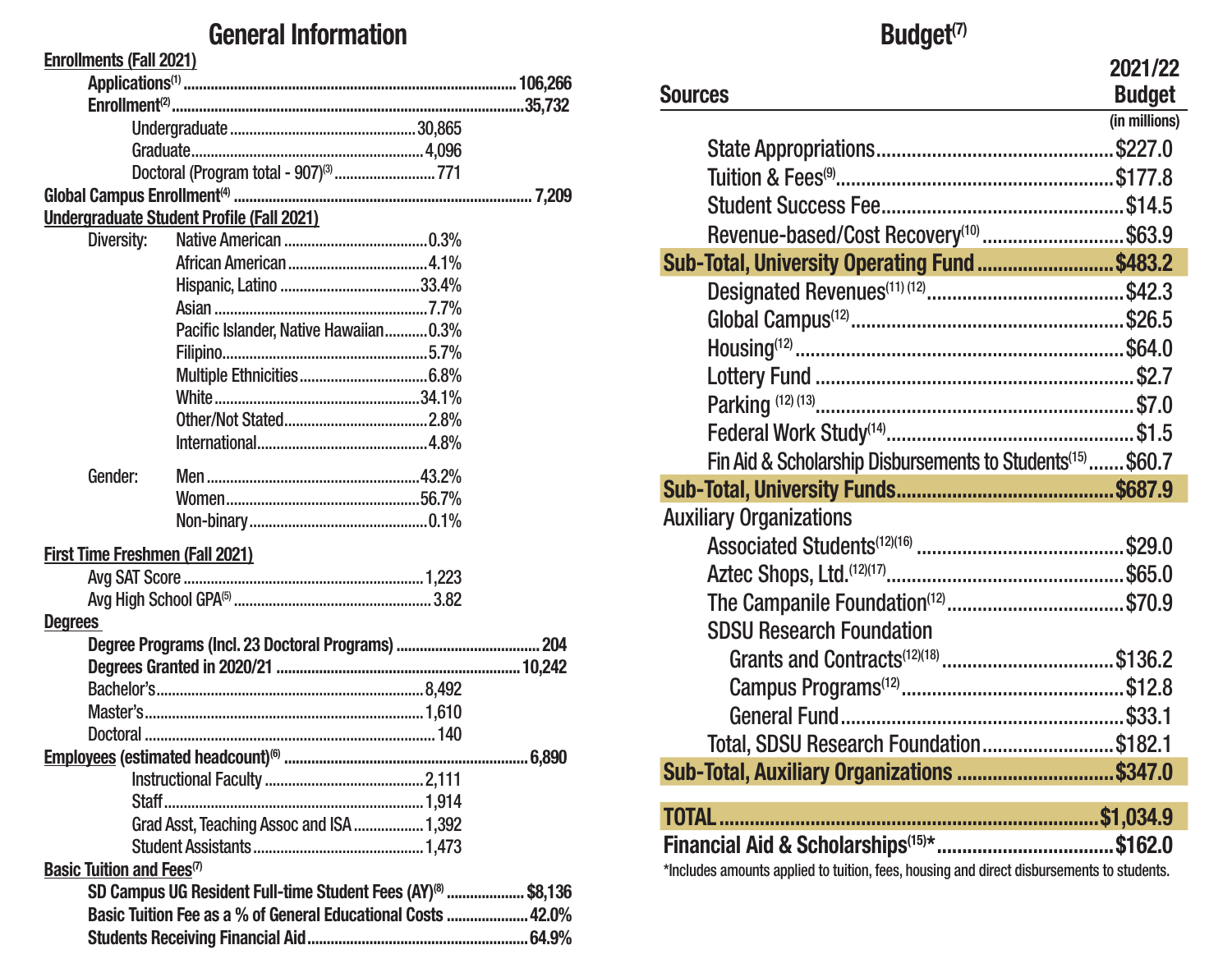## General Information

**Enrollments (Fall 2021)**

| | |
|---|---|
| **Applications[1]** | **106,266** |
| **Enrollment[2]** | **35,732** |
| Undergraduate | 30,865 |
| Graduate | 4,096 |
| Doctoral (Program total - 907)[3] | 771 |
| **Global Campus Enrollment[4]** | **7,209** |

**Undergraduate Student Profile (Fall 2021)**

| | | |
|---|---|---|
| Diversity: | Native American | 0.3% |
| | African American | 4.1% |
| | Hispanic, Latino | 33.4% |
| | Asian | 7.7% |
| | Pacific Islander, Native Hawaiian | 0.3% |
| | Filipino | 5.7% |
| | Multiple Ethnicities | 6.8% |
| | White | 34.1% |
| | Other/Not Stated | 2.8% |
| | International | 4.8% |
| Gender: | Men | 43.2% |
| | Women | 56.7% |
| | Non-binary | 0.1% |

**First Time Freshmen (Fall 2021)**

| | |
|---|---|
| Avg SAT Score | 1,223 |
| Avg High School GPA[5] | 3.82 |

**Degrees**

| | |
|---|---|
| **Degree Programs (Incl. 23 Doctoral Programs)** | **204** |
| **Degrees Granted in 2020/21** | **10,242** |
| Bachelor's | 8,492 |
| Master's | 1,610 |
| Doctoral | 140 |

**Employees (estimated headcount)[6]** ............ **6,890**

| | |
|---|---|
| Instructional Faculty | 2,111 |
| Staff | 1,914 |
| Grad Asst, Teaching Assoc and ISA | 1,392 |
| Student Assistants | 1,473 |

**Basic Tuition and Fees[7]**

| | |
|---|---|
| **SD Campus UG Resident Full-time Student Fees (AY)[8]** | **$8,136** |
| **Basic Tuition Fee as a % of General Educational Costs** | **42.0%** |
| **Students Receiving Financial Aid** | **64.9%** |

## Budget[7]

| **Sources** | **2021/22 Budget** (in millions) |
|---|---|
| State Appropriations | $227.0 |
| Tuition & Fees[9] | $177.8 |
| Student Success Fee | $14.5 |
| Revenue-based/Cost Recovery[10] | $63.9 |
| **Sub-Total, University Operating Fund** | **$483.2** |
| Designated Revenues[11] [12] | $42.3 |
| Global Campus[12] | $26.5 |
| Housing[12] | $64.0 |
| Lottery Fund | $2.7 |
| Parking [12] [13] | $7.0 |
| Federal Work Study[14] | $1.5 |
| Fin Aid & Scholarship Disbursements to Students[15] | $60.7 |
| **Sub-Total, University Funds** | **$687.9** |
| Auxiliary Organizations | |
| Associated Students[12][16] | $29.0 |
| Aztec Shops, Ltd.[12][17] | $65.0 |
| The Campanile Foundation[12] | $70.9 |
| SDSU Research Foundation | |
| Grants and Contracts[12][18] | $136.2 |
| Campus Programs[12] | $12.8 |
| General Fund | $33.1 |
| Total, SDSU Research Foundation | $182.1 |
| **Sub-Total, Auxiliary Organizations** | **$347.0** |
| **TOTAL** | **$1,034.9** |
| **Financial Aid & Scholarships[15]*** | **$162.0** |

*Includes amounts applied to tuition, fees, housing and direct disbursements to students.